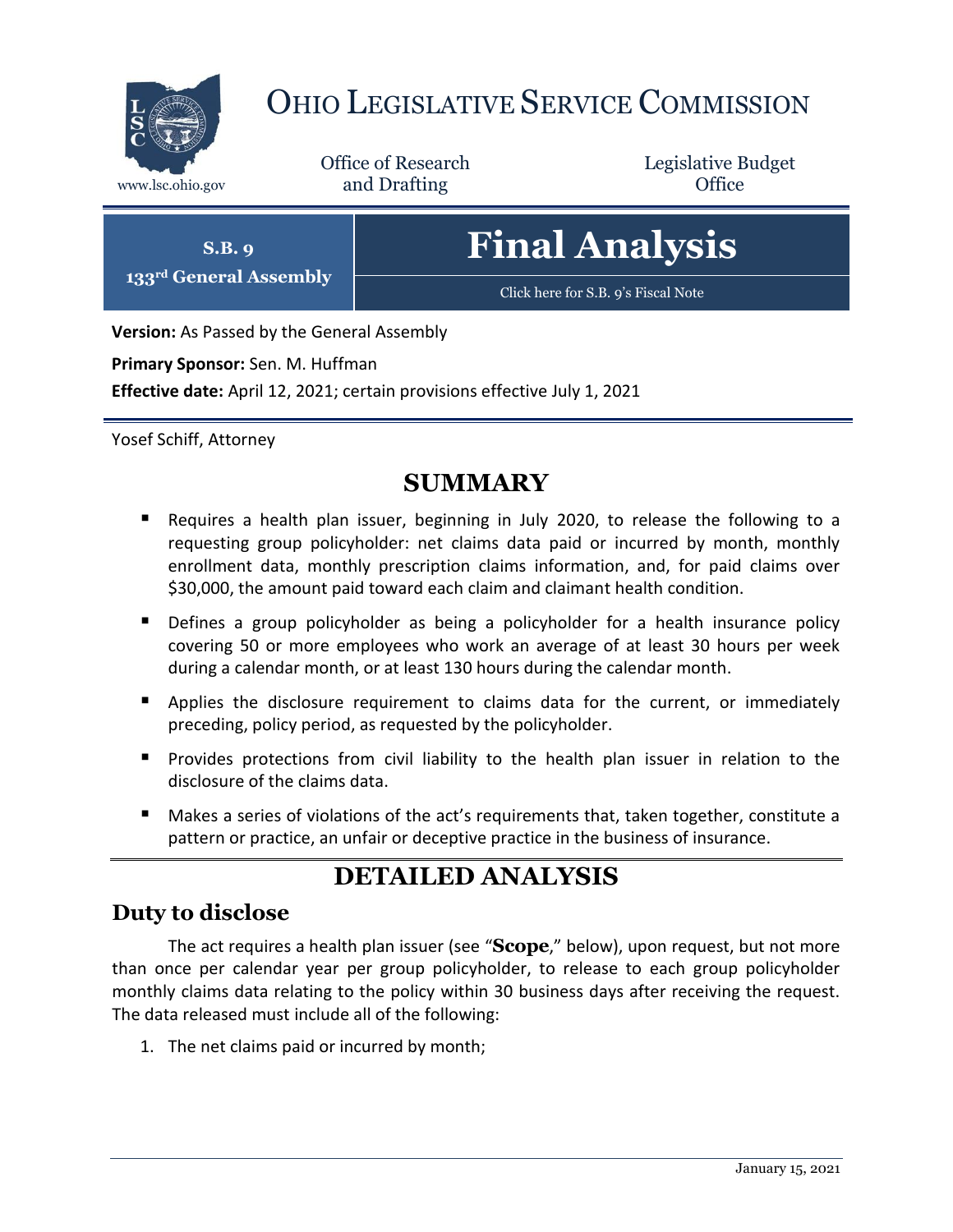# OHIO LEGISLATIVE SERVICE COMMISSION

www.lsc.ohio.gov

Office of Research and Drafting

Legislative Budget Office

**S.B. 9**
**133rd General Assembly**

# Final Analysis

Click here for S.B. 9's Fiscal Note

**Version:** As Passed by the General Assembly

**Primary Sponsor:** Sen. M. Huffman

**Effective date:** April 12, 2021; certain provisions effective July 1, 2021

Yosef Schiff, Attorney

## SUMMARY

- Requires a health plan issuer, beginning in July 2020, to release the following to a requesting group policyholder: net claims data paid or incurred by month, monthly enrollment data, monthly prescription claims information, and, for paid claims over $30,000, the amount paid toward each claim and claimant health condition.
- Defines a group policyholder as being a policyholder for a health insurance policy covering 50 or more employees who work an average of at least 30 hours per week during a calendar month, or at least 130 hours during the calendar month.
- Applies the disclosure requirement to claims data for the current, or immediately preceding, policy period, as requested by the policyholder.
- Provides protections from civil liability to the health plan issuer in relation to the disclosure of the claims data.
- Makes a series of violations of the act's requirements that, taken together, constitute a pattern or practice, an unfair or deceptive practice in the business of insurance.

## DETAILED ANALYSIS

### Duty to disclose

The act requires a health plan issuer (see "**Scope**," below), upon request, but not more than once per calendar year per group policyholder, to release to each group policyholder monthly claims data relating to the policy within 30 business days after receiving the request. The data released must include all of the following:

1. The net claims paid or incurred by month;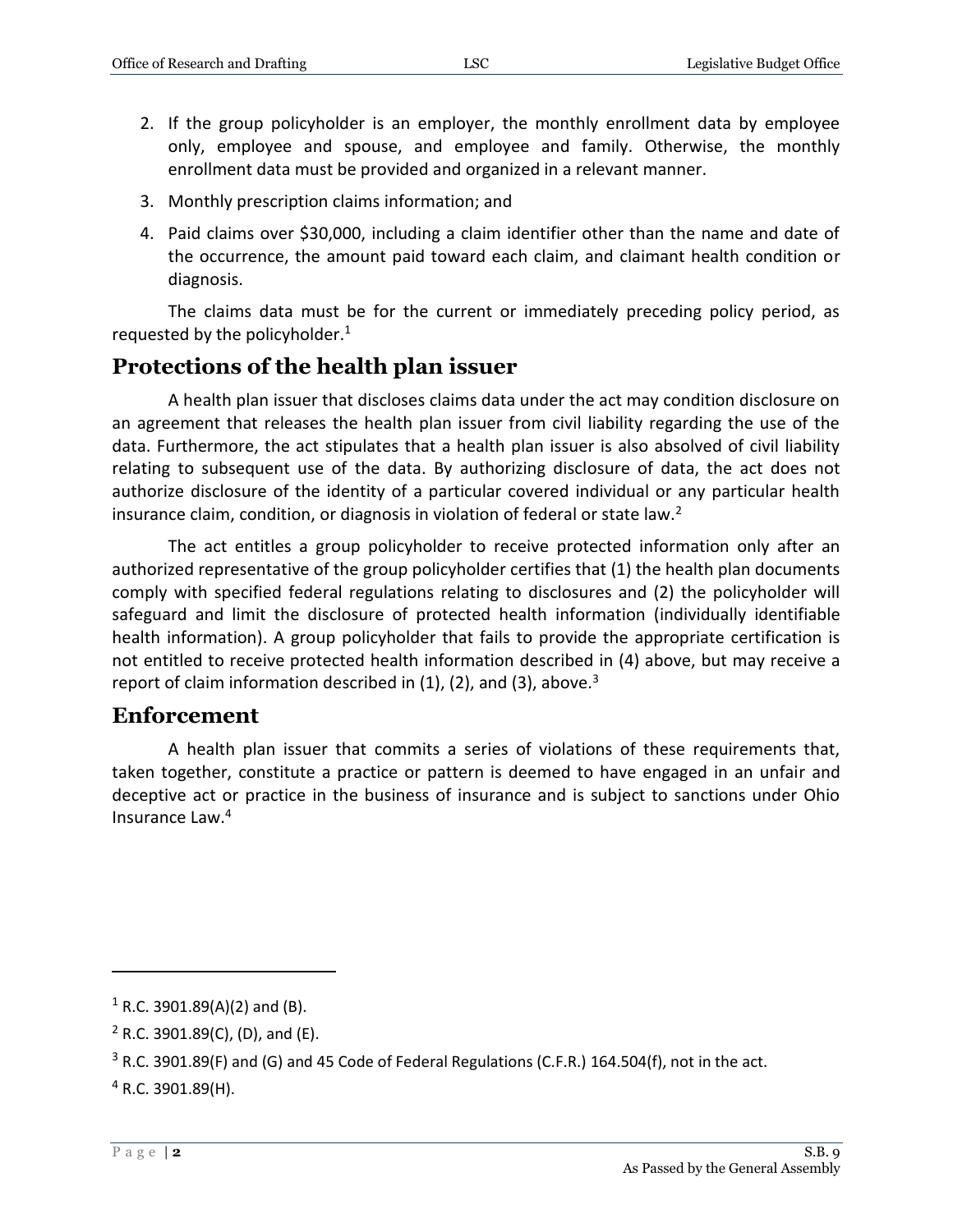2. If the group policyholder is an employer, the monthly enrollment data by employee only, employee and spouse, and employee and family. Otherwise, the monthly enrollment data must be provided and organized in a relevant manner.
3. Monthly prescription claims information; and
4. Paid claims over $30,000, including a claim identifier other than the name and date of the occurrence, the amount paid toward each claim, and claimant health condition or diagnosis.

The claims data must be for the current or immediately preceding policy period, as requested by the policyholder.[1]

## Protections of the health plan issuer

A health plan issuer that discloses claims data under the act may condition disclosure on an agreement that releases the health plan issuer from civil liability regarding the use of the data. Furthermore, the act stipulates that a health plan issuer is also absolved of civil liability relating to subsequent use of the data. By authorizing disclosure of data, the act does not authorize disclosure of the identity of a particular covered individual or any particular health insurance claim, condition, or diagnosis in violation of federal or state law.[2]

The act entitles a group policyholder to receive protected information only after an authorized representative of the group policyholder certifies that (1) the health plan documents comply with specified federal regulations relating to disclosures and (2) the policyholder will safeguard and limit the disclosure of protected health information (individually identifiable health information). A group policyholder that fails to provide the appropriate certification is not entitled to receive protected health information described in (4) above, but may receive a report of claim information described in (1), (2), and (3), above.[3]

## Enforcement

A health plan issuer that commits a series of violations of these requirements that, taken together, constitute a practice or pattern is deemed to have engaged in an unfair and deceptive act or practice in the business of insurance and is subject to sanctions under Ohio Insurance Law.[4]

---

[1] R.C. 3901.89(A)(2) and (B).

[2] R.C. 3901.89(C), (D), and (E).

[3] R.C. 3901.89(F) and (G) and 45 Code of Federal Regulations (C.F.R.) 164.504(f), not in the act.

[4] R.C. 3901.89(H).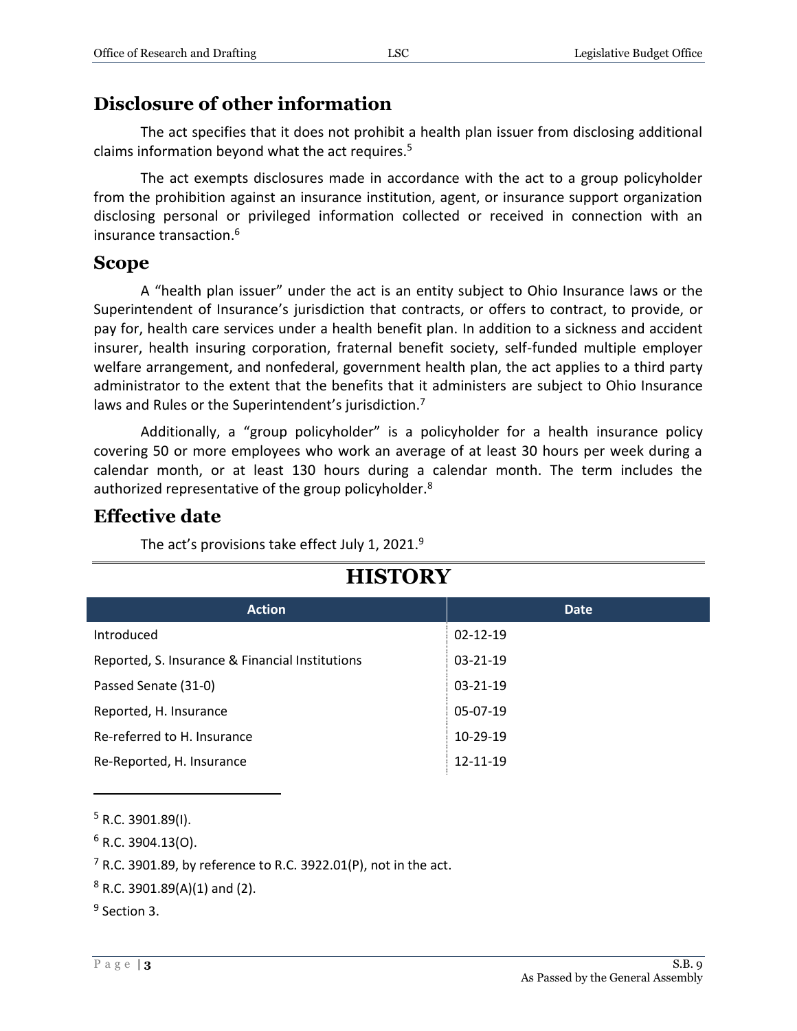## Disclosure of other information

The act specifies that it does not prohibit a health plan issuer from disclosing additional claims information beyond what the act requires.[5]

The act exempts disclosures made in accordance with the act to a group policyholder from the prohibition against an insurance institution, agent, or insurance support organization disclosing personal or privileged information collected or received in connection with an insurance transaction.[6]

## Scope

A "health plan issuer" under the act is an entity subject to Ohio Insurance laws or the Superintendent of Insurance's jurisdiction that contracts, or offers to contract, to provide, or pay for, health care services under a health benefit plan. In addition to a sickness and accident insurer, health insuring corporation, fraternal benefit society, self-funded multiple employer welfare arrangement, and nonfederal, government health plan, the act applies to a third party administrator to the extent that the benefits that it administers are subject to Ohio Insurance laws and Rules or the Superintendent's jurisdiction.[7]

Additionally, a "group policyholder" is a policyholder for a health insurance policy covering 50 or more employees who work an average of at least 30 hours per week during a calendar month, or at least 130 hours during a calendar month. The term includes the authorized representative of the group policyholder.[8]

## Effective date

The act's provisions take effect July 1, 2021.[9]

# HISTORY

| Action | Date |
| --- | --- |
| Introduced | 02-12-19 |
| Reported, S. Insurance & Financial Institutions | 03-21-19 |
| Passed Senate (31-0) | 03-21-19 |
| Reported, H. Insurance | 05-07-19 |
| Re-referred to H. Insurance | 10-29-19 |
| Re-Reported, H. Insurance | 12-11-19 |

[5] R.C. 3901.89(I).

[6] R.C. 3904.13(O).

[7] R.C. 3901.89, by reference to R.C. 3922.01(P), not in the act.

[8] R.C. 3901.89(A)(1) and (2).

[9] Section 3.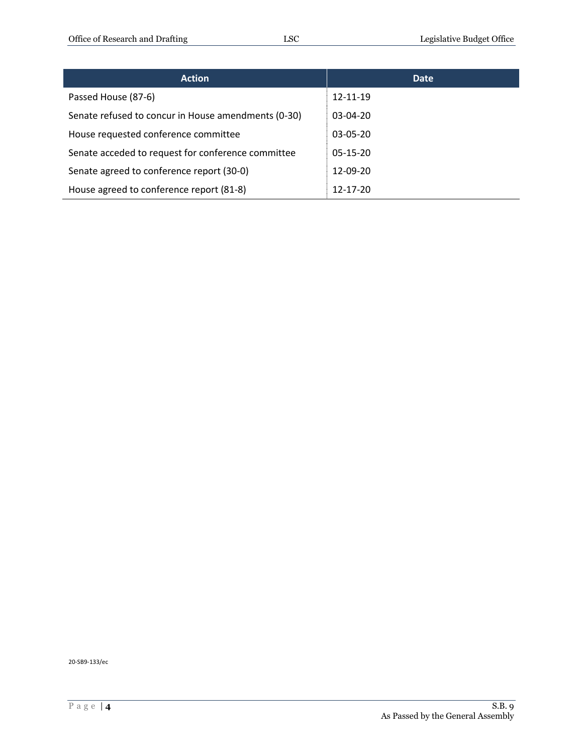| Action | Date |
| --- | --- |
| Passed House (87-6) | 12-11-19 |
| Senate refused to concur in House amendments (0-30) | 03-04-20 |
| House requested conference committee | 03-05-20 |
| Senate acceded to request for conference committee | 05-15-20 |
| Senate agreed to conference report (30-0) | 12-09-20 |
| House agreed to conference report (81-8) | 12-17-20 |

20-SB9-133/ec